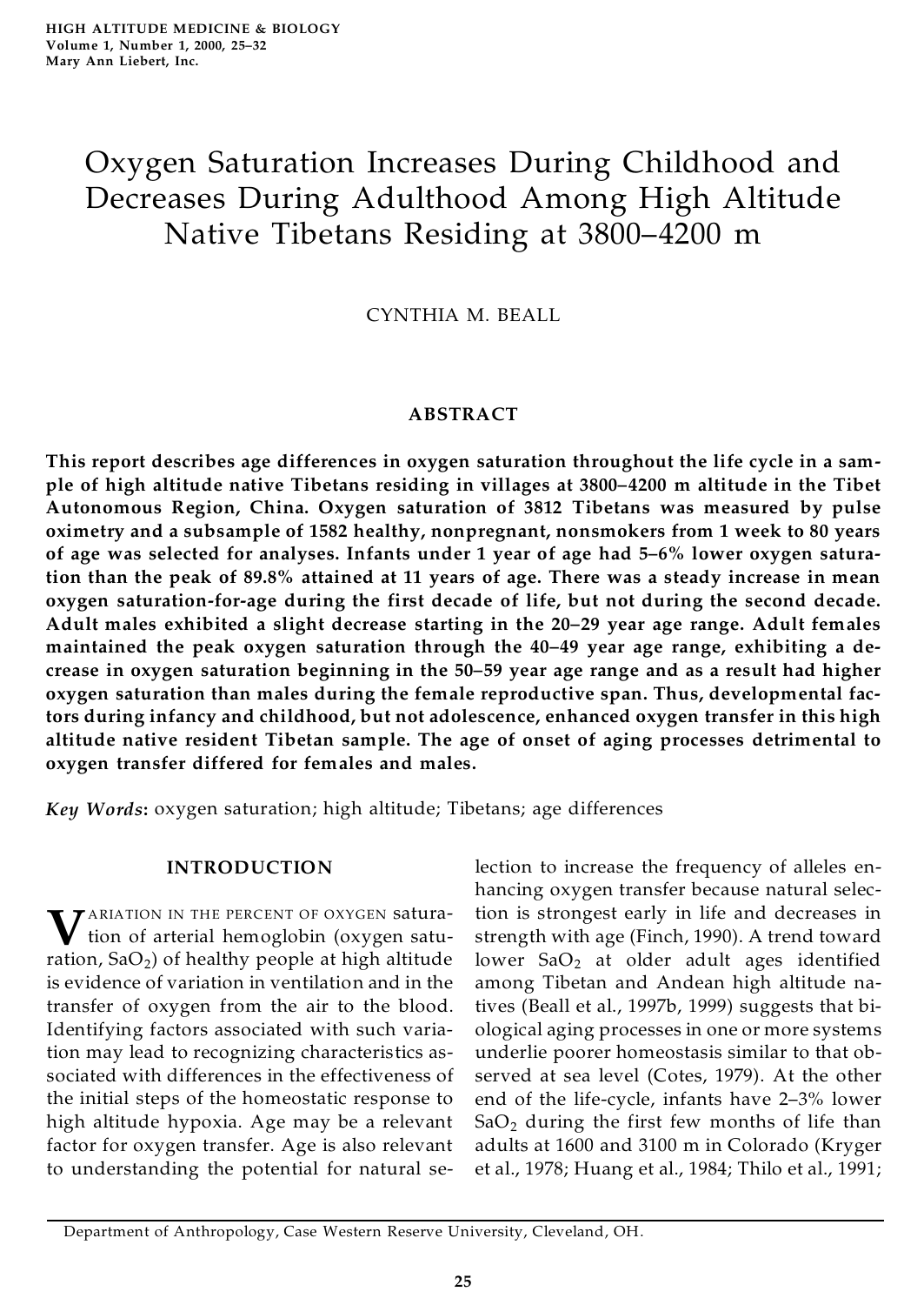# Oxygen Saturation Increases During Childhood and Decreases During Adulthood Among High Altitude Native Tibetans Residing at 3800–4200 m

CYNTHIA M. BEALL

## ABSTRACT

**This report describes age differences in oxygen saturation throughout the life cycle in a sample of high altitude native Tibetans residing in villages at 3800–4200 m altitude in the Tibet Autonomous Region, China. Oxygen saturation of 3812 Tibetans was measured by pulse oximetry and a subsample of 1582 healthy, nonpregnant, nonsmokers from 1 week to 80 years of age was selected for analyses. Infants under 1 year of age had 5–6% lower oxygen saturation than the peak of 89.8% attained at 11 years of age. There was a steady increase in mean oxygen saturation-for-age during the first decade of life, but not during the second decade. Adult males exhibited a slight decrease starting in the 20–29 year age range. Adult females maintained the peak oxygen saturation through the 40–49 year age range, exhibiting a decrease in oxygen saturation beginning in the 50–59 year age range and as a result had higher oxygen saturation than males during the female reproductive span. Thus, developmental factors during infancy and childhood, but not adolescence, enhanced oxygen transfer in this high altitude native resident Tibetan sample. The age of onset of aging processes detrimental to oxygen transfer differed for females and males.**

***Key Words*: oxygen saturation; high altitude; Tibetans; age differences**

## INTRODUCTION

Variation in the percent of oxygen saturation of arterial hemoglobin (oxygen saturation, $SaO_2$) of healthy people at high altitude is evidence of variation in ventilation and in the transfer of oxygen from the air to the blood. Identifying factors associated with such variation may lead to recognizing characteristics associated with differences in the effectiveness of the initial steps of the homeostatic response to high altitude hypoxia. Age may be a relevant factor for oxygen transfer. Age is also relevant to understanding the potential for natural selection to increase the frequency of alleles enhancing oxygen transfer because natural selection is strongest early in life and decreases in strength with age (Finch, 1990). A trend toward lower $SaO_2$ at older adult ages identified among Tibetan and Andean high altitude natives (Beall et al., 1997b, 1999) suggests that biological aging processes in one or more systems underlie poorer homeostasis similar to that observed at sea level (Cotes, 1979). At the other end of the life-cycle, infants have 2–3% lower $SaO_2$ during the first few months of life than adults at 1600 and 3100 m in Colorado (Kryger et al., 1978; Huang et al., 1984; Thilo et al., 1991;

Department of Anthropology, Case Western Reserve University, Cleveland, OH.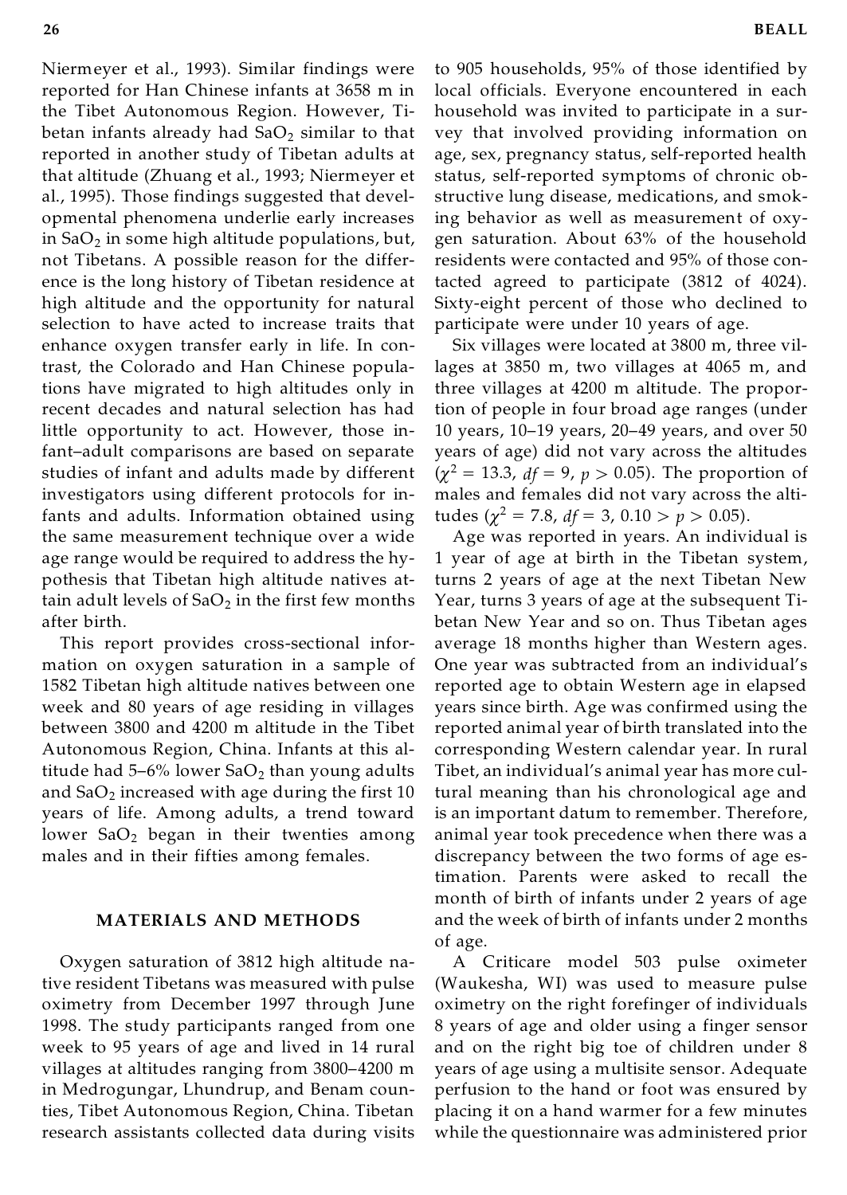Niermeyer et al., 1993). Similar findings were reported for Han Chinese infants at 3658 m in the Tibet Autonomous Region. However, Tibetan infants already had $SaO_2$ similar to that reported in another study of Tibetan adults at that altitude (Zhuang et al., 1993; Niermeyer et al., 1995). Those findings suggested that developmental phenomena underlie early increases in $SaO_2$ in some high altitude populations, but, not Tibetans. A possible reason for the difference is the long history of Tibetan residence at high altitude and the opportunity for natural selection to have acted to increase traits that enhance oxygen transfer early in life. In contrast, the Colorado and Han Chinese populations have migrated to high altitudes only in recent decades and natural selection has had little opportunity to act. However, those infant–adult comparisons are based on separate studies of infant and adults made by different investigators using different protocols for infants and adults. Information obtained using the same measurement technique over a wide age range would be required to address the hypothesis that Tibetan high altitude natives attain adult levels of $SaO_2$ in the first few months after birth.

This report provides cross-sectional information on oxygen saturation in a sample of 1582 Tibetan high altitude natives between one week and 80 years of age residing in villages between 3800 and 4200 m altitude in the Tibet Autonomous Region, China. Infants at this altitude had 5–6% lower $SaO_2$ than young adults and $SaO_2$ increased with age during the first 10 years of life. Among adults, a trend toward lower $SaO_2$ began in their twenties among males and in their fifties among females.

## MATERIALS AND METHODS

Oxygen saturation of 3812 high altitude native resident Tibetans was measured with pulse oximetry from December 1997 through June 1998. The study participants ranged from one week to 95 years of age and lived in 14 rural villages at altitudes ranging from 3800–4200 m in Medrogungar, Lhundrup, and Benam counties, Tibet Autonomous Region, China. Tibetan research assistants collected data during visits to 905 households, 95% of those identified by local officials. Everyone encountered in each household was invited to participate in a survey that involved providing information on age, sex, pregnancy status, self-reported health status, self-reported symptoms of chronic obstructive lung disease, medications, and smoking behavior as well as measurement of oxygen saturation. About 63% of the household residents were contacted and 95% of those contacted agreed to participate (3812 of 4024). Sixty-eight percent of those who declined to participate were under 10 years of age.

Six villages were located at 3800 m, three villages at 3850 m, two villages at 4065 m, and three villages at 4200 m altitude. The proportion of people in four broad age ranges (under 10 years, 10–19 years, 20–49 years, and over 50 years of age) did not vary across the altitudes ($\chi^2 = 13.3$, $df = 9$, $p > 0.05$). The proportion of males and females did not vary across the altitudes ($\chi^2 = 7.8$, $df = 3$, $0.10 > p > 0.05$).

Age was reported in years. An individual is 1 year of age at birth in the Tibetan system, turns 2 years of age at the next Tibetan New Year, turns 3 years of age at the subsequent Tibetan New Year and so on. Thus Tibetan ages average 18 months higher than Western ages. One year was subtracted from an individual's reported age to obtain Western age in elapsed years since birth. Age was confirmed using the reported animal year of birth translated into the corresponding Western calendar year. In rural Tibet, an individual's animal year has more cultural meaning than his chronological age and is an important datum to remember. Therefore, animal year took precedence when there was a discrepancy between the two forms of age estimation. Parents were asked to recall the month of birth of infants under 2 years of age and the week of birth of infants under 2 months of age.

A Criticare model 503 pulse oximeter (Waukesha, WI) was used to measure pulse oximetry on the right forefinger of individuals 8 years of age and older using a finger sensor and on the right big toe of children under 8 years of age using a multisite sensor. Adequate perfusion to the hand or foot was ensured by placing it on a hand warmer for a few minutes while the questionnaire was administered prior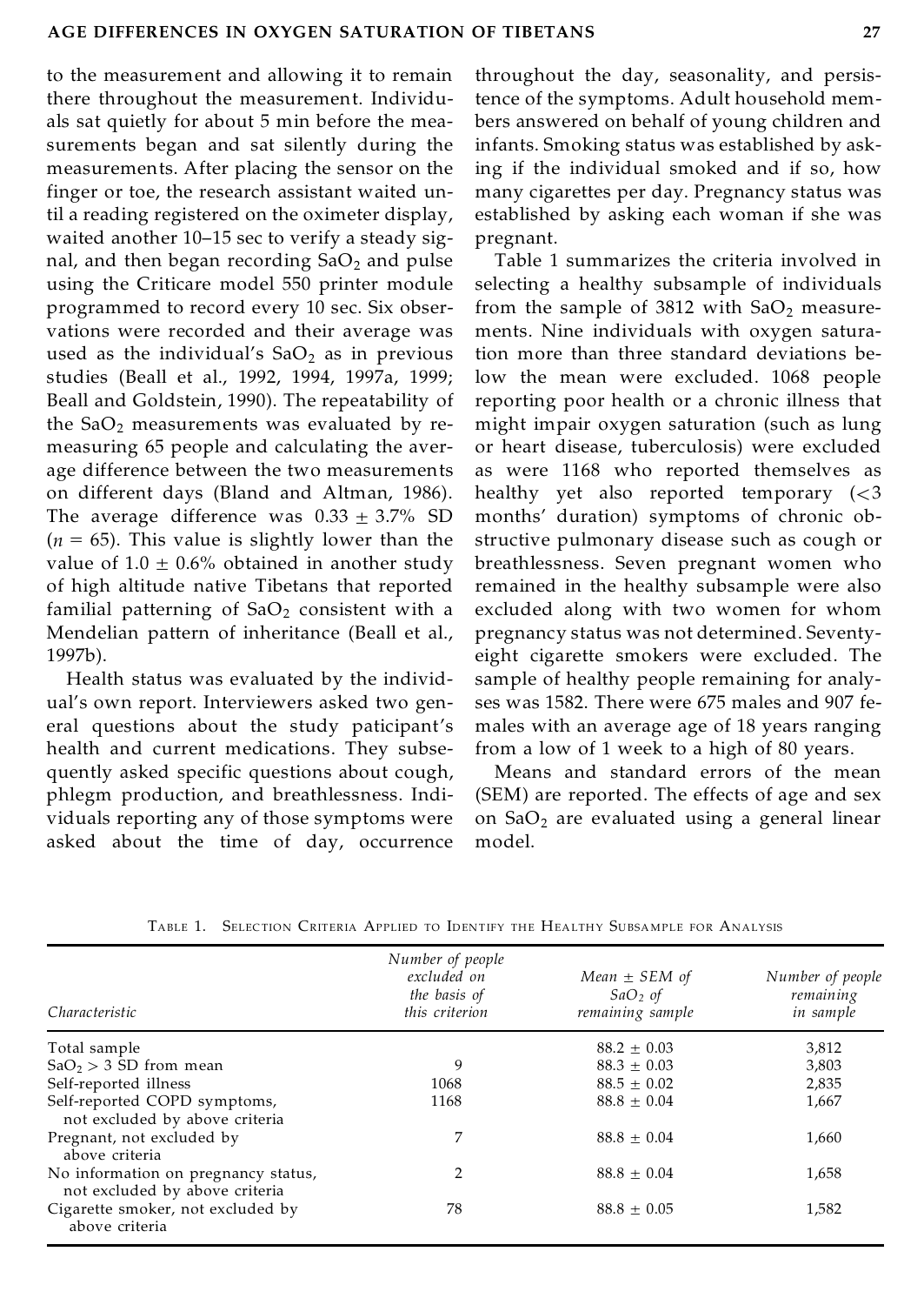to the measurement and allowing it to remain there throughout the measurement. Individuals sat quietly for about 5 min before the measurements began and sat silently during the measurements. After placing the sensor on the finger or toe, the research assistant waited until a reading registered on the oximeter display, waited another 10–15 sec to verify a steady signal, and then began recording $SaO_2$ and pulse using the Criticare model 550 printer module programmed to record every 10 sec. Six observations were recorded and their average was used as the individual's $SaO_2$ as in previous studies (Beall et al., 1992, 1994, 1997a, 1999; Beall and Goldstein, 1990). The repeatability of the $SaO_2$ measurements was evaluated by remeasuring 65 people and calculating the average difference between the two measurements on different days (Bland and Altman, 1986). The average difference was $0.33 \pm 3.7\%$ SD ($n = 65$). This value is slightly lower than the value of $1.0 \pm 0.6\%$ obtained in another study of high altitude native Tibetans that reported familial patterning of $SaO_2$ consistent with a Mendelian pattern of inheritance (Beall et al., 1997b).

Health status was evaluated by the individual's own report. Interviewers asked two general questions about the study participant's health and current medications. They subsequently asked specific questions about cough, phlegm production, and breathlessness. Individuals reporting any of those symptoms were asked about the time of day, occurrence throughout the day, seasonality, and persistence of the symptoms. Adult household members answered on behalf of young children and infants. Smoking status was established by asking if the individual smoked and if so, how many cigarettes per day. Pregnancy status was established by asking each woman if she was pregnant.

Table 1 summarizes the criteria involved in selecting a healthy subsample of individuals from the sample of 3812 with $SaO_2$ measurements. Nine individuals with oxygen saturation more than three standard deviations below the mean were excluded. 1068 people reporting poor health or a chronic illness that might impair oxygen saturation (such as lung or heart disease, tuberculosis) were excluded as were 1168 who reported themselves as healthy yet also reported temporary (<3 months' duration) symptoms of chronic obstructive pulmonary disease such as cough or breathlessness. Seven pregnant women who remained in the healthy subsample were also excluded along with two women for whom pregnancy status was not determined. Seventy-eight cigarette smokers were excluded. The sample of healthy people remaining for analyses was 1582. There were 675 males and 907 females with an average age of 18 years ranging from a low of 1 week to a high of 80 years.

Means and standard errors of the mean (SEM) are reported. The effects of age and sex on $SaO_2$ are evaluated using a general linear model.

TABLE 1. SELECTION CRITERIA APPLIED TO IDENTIFY THE HEALTHY SUBSAMPLE FOR ANALYSIS

| *Characteristic* | *Number of people excluded on the basis of this criterion* | *Mean ± SEM of $SaO_2$ of remaining sample* | *Number of people remaining in sample* |
|---|---|---|---|
| Total sample | | $88.2 \pm 0.03$ | 3,812 |
| $SaO_2 > 3$ SD from mean | 9 | $88.3 \pm 0.03$ | 3,803 |
| Self-reported illness | 1068 | $88.5 \pm 0.02$ | 2,835 |
| Self-reported COPD symptoms, not excluded by above criteria | 1168 | $88.8 \pm 0.04$ | 1,667 |
| Pregnant, not excluded by above criteria | 7 | $88.8 \pm 0.04$ | 1,660 |
| No information on pregnancy status, not excluded by above criteria | 2 | $88.8 \pm 0.04$ | 1,658 |
| Cigarette smoker, not excluded by above criteria | 78 | $88.8 \pm 0.05$ | 1,582 |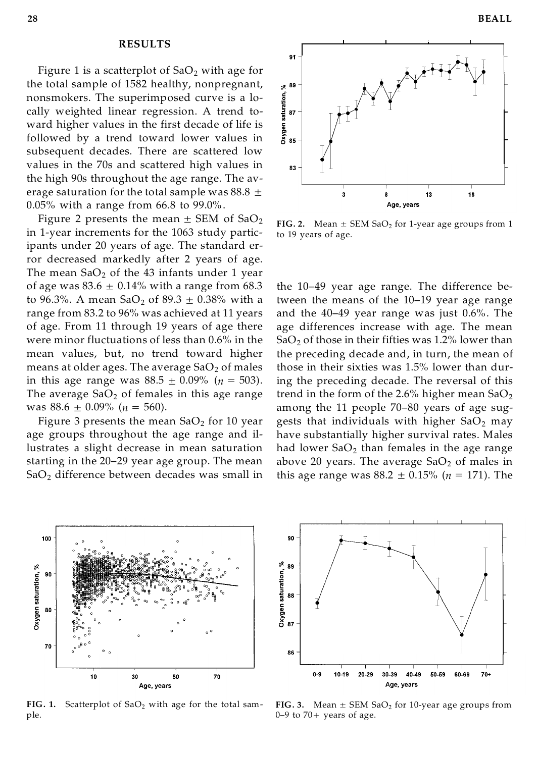## RESULTS

Figure 1 is a scatterplot of $SaO_2$ with age for the total sample of 1582 healthy, nonpregnant, nonsmokers. The superimposed curve is a locally weighted linear regression. A trend toward higher values in the first decade of life is followed by a trend toward lower values in subsequent decades. There are scattered low values in the 70s and scattered high values in the high 90s throughout the age range. The average saturation for the total sample was 88.8 ± 0.05% with a range from 66.8 to 99.0%.

Figure 2 presents the mean ± SEM of $SaO_2$ in 1-year increments for the 1063 study participants under 20 years of age. The standard error decreased markedly after 2 years of age. The mean $SaO_2$ of the 43 infants under 1 year of age was 83.6 ± 0.14% with a range from 68.3 to 96.3%. A mean $SaO_2$ of 89.3 ± 0.38% with a range from 83.2 to 96% was achieved at 11 years of age. From 11 through 19 years of age there were minor fluctuations of less than 0.6% in the mean values, but, no trend toward higher means at older ages. The average $SaO_2$ of males in this age range was 88.5 ± 0.09% ($n$ = 503). The average $SaO_2$ of females in this age range was 88.6 ± 0.09% ($n$ = 560).

Figure 3 presents the mean $SaO_2$ for 10 year age groups throughout the age range and illustrates a slight decrease in mean saturation starting in the 20–29 year age group. The mean $SaO_2$ difference between decades was small in the 10–49 year age range. The difference between the means of the 10–19 year age range and the 40–49 year range was just 0.6%. The age differences increase with age. The mean $SaO_2$ of those in their fifties was 1.2% lower than the preceding decade and, in turn, the mean of those in their sixties was 1.5% lower than during the preceding decade. The reversal of this trend in the form of the 2.6% higher mean $SaO_2$ among the 11 people 70–80 years of age suggests that individuals with higher $SaO_2$ may have substantially higher survival rates. Males had lower $SaO_2$ than females in the age range above 20 years. The average $SaO_2$ of males in this age range was 88.2 ± 0.15% ($n$ = 171). The

**FIG. 2.** Mean ± SEM $SaO_2$ for 1-year age groups from 1 to 19 years of age.

**FIG. 1.** Scatterplot of $SaO_2$ with age for the total sample.

**FIG. 3.** Mean ± SEM $SaO_2$ for 10-year age groups from 0–9 to 70+ years of age.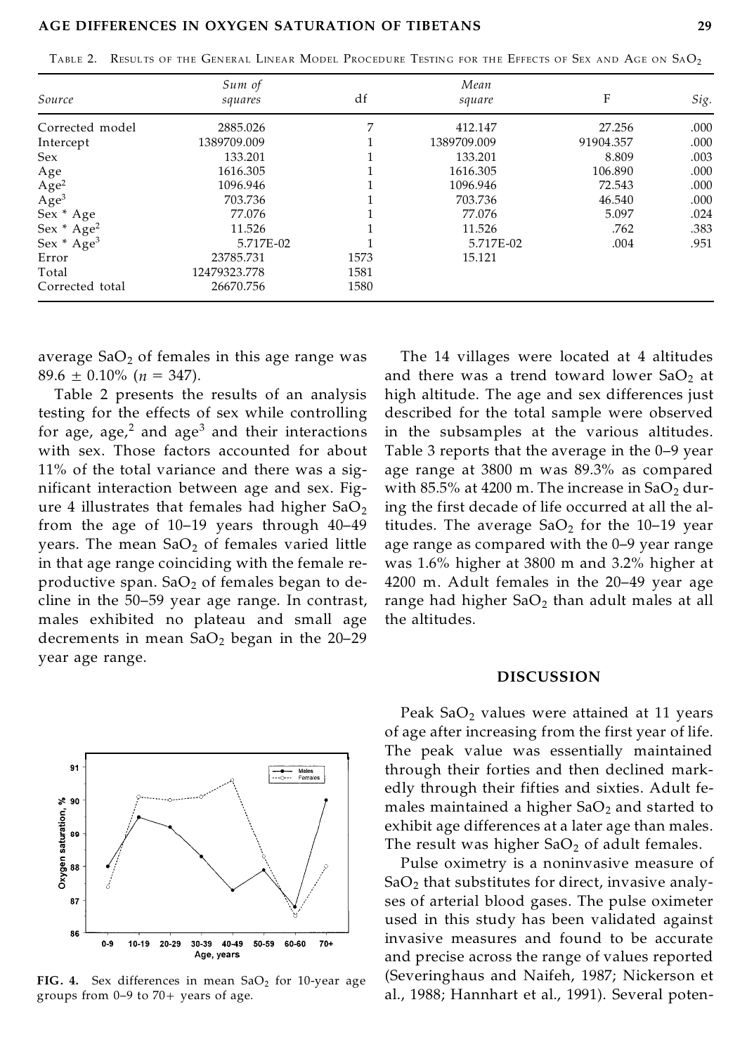TABLE 2. RESULTS OF THE GENERAL LINEAR MODEL PROCEDURE TESTING FOR THE EFFECTS OF SEX AND AGE ON $SaO_2$

| Source | Sum of squares | df | Mean square | F | Sig. |
|---|---|---|---|---|---|
| Corrected model | 2885.026 | 7 | 412.147 | 27.256 | .000 |
| Intercept | 1389709.009 | 1 | 1389709.009 | 91904.357 | .000 |
| Sex | 133.201 | 1 | 133.201 | 8.809 | .003 |
| Age | 1616.305 | 1 | 1616.305 | 106.890 | .000 |
| $Age^2$ | 1096.946 | 1 | 1096.946 | 72.543 | .000 |
| $Age^3$ | 703.736 | 1 | 703.736 | 46.540 | .000 |
| Sex * Age | 77.076 | 1 | 77.076 | 5.097 | .024 |
| Sex * $Age^2$ | 11.526 | 1 | 11.526 | .762 | .383 |
| Sex * $Age^3$ | 5.717E-02 | 1 | 5.717E-02 | .004 | .951 |
| Error | 23785.731 | 1573 | 15.121 | | |
| Total | 12479323.778 | 1581 | | | |
| Corrected total | 26670.756 | 1580 | | | |

average $SaO_2$ of females in this age range was $89.6 \pm 0.10\%$ ($n = 347$).

Table 2 presents the results of an analysis testing for the effects of sex while controlling for age, age,[2] and age[3] and their interactions with sex. Those factors accounted for about 11% of the total variance and there was a significant interaction between age and sex. Figure 4 illustrates that females had higher $SaO_2$ from the age of 10–19 years through 40–49 years. The mean $SaO_2$ of females varied little in that age range coinciding with the female reproductive span. $SaO_2$ of females began to decline in the 50–59 year age range. In contrast, males exhibited no plateau and small age decrements in mean $SaO_2$ began in the 20–29 year age range.

**FIG. 4.** Sex differences in mean $SaO_2$ for 10-year age groups from 0–9 to 70+ years of age.

The 14 villages were located at 4 altitudes and there was a trend toward lower $SaO_2$ at high altitude. The age and sex differences just described for the total sample were observed in the subsamples at the various altitudes. Table 3 reports that the average in the 0–9 year age range at 3800 m was 89.3% as compared with 85.5% at 4200 m. The increase in $SaO_2$ during the first decade of life occurred at all the altitudes. The average $SaO_2$ for the 10–19 year age range as compared with the 0–9 year range was 1.6% higher at 3800 m and 3.2% higher at 4200 m. Adult females in the 20–49 year age range had higher $SaO_2$ than adult males at all the altitudes.

## DISCUSSION

Peak $SaO_2$ values were attained at 11 years of age after increasing from the first year of life. The peak value was essentially maintained through their forties and then declined markedly through their fifties and sixties. Adult females maintained a higher $SaO_2$ and started to exhibit age differences at a later age than males. The result was higher $SaO_2$ of adult females.

Pulse oximetry is a noninvasive measure of $SaO_2$ that substitutes for direct, invasive analyses of arterial blood gases. The pulse oximeter used in this study has been validated against invasive measures and found to be accurate and precise across the range of values reported (Severinghaus and Naifeh, 1987; Nickerson et al., 1988; Hannhart et al., 1991). Several poten-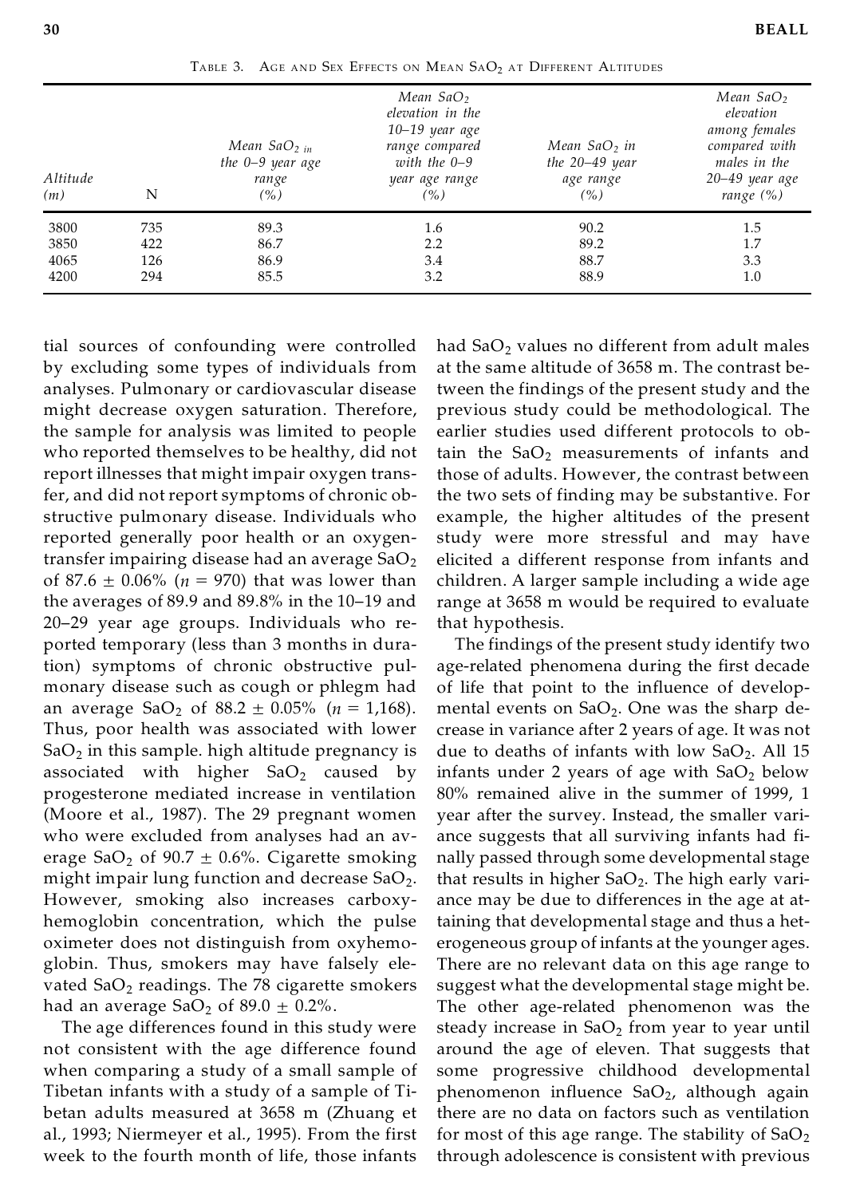TABLE 3. AGE AND SEX EFFECTS ON MEAN $SaO_2$ AT DIFFERENT ALTITUDES

| Altitude (m) | N | Mean $SaO_2$ in the 0–9 year age range (%) | Mean $SaO_2$ elevation in the 10–19 year age range compared with the 0–9 year age range (%) | Mean $SaO_2$ in the 20–49 year age range (%) | Mean $SaO_2$ elevation among females compared with males in the 20–49 year age range (%) |
|---|---|---|---|---|---|
| 3800 | 735 | 89.3 | 1.6 | 90.2 | 1.5 |
| 3850 | 422 | 86.7 | 2.2 | 89.2 | 1.7 |
| 4065 | 126 | 86.9 | 3.4 | 88.7 | 3.3 |
| 4200 | 294 | 85.5 | 3.2 | 88.9 | 1.0 |

tial sources of confounding were controlled by excluding some types of individuals from analyses. Pulmonary or cardiovascular disease might decrease oxygen saturation. Therefore, the sample for analysis was limited to people who reported themselves to be healthy, did not report illnesses that might impair oxygen transfer, and did not report symptoms of chronic obstructive pulmonary disease. Individuals who reported generally poor health or an oxygen-transfer impairing disease had an average $SaO_2$ of 87.6 ± 0.06% ($n$ = 970) that was lower than the averages of 89.9 and 89.8% in the 10–19 and 20–29 year age groups. Individuals who reported temporary (less than 3 months in duration) symptoms of chronic obstructive pulmonary disease such as cough or phlegm had an average $SaO_2$ of 88.2 ± 0.05% ($n$ = 1,168). Thus, poor health was associated with lower $SaO_2$ in this sample. high altitude pregnancy is associated with higher $SaO_2$ caused by progesterone mediated increase in ventilation (Moore et al., 1987). The 29 pregnant women who were excluded from analyses had an average $SaO_2$ of 90.7 ± 0.6%. Cigarette smoking might impair lung function and decrease $SaO_2$. However, smoking also increases carboxyhemoglobin concentration, which the pulse oximeter does not distinguish from oxyhemoglobin. Thus, smokers may have falsely elevated $SaO_2$ readings. The 78 cigarette smokers had an average $SaO_2$ of 89.0 ± 0.2%.

The age differences found in this study were not consistent with the age difference found when comparing a study of a small sample of Tibetan infants with a study of a sample of Tibetan adults measured at 3658 m (Zhuang et al., 1993; Niermeyer et al., 1995). From the first week to the fourth month of life, those infants had $SaO_2$ values no different from adult males at the same altitude of 3658 m. The contrast between the findings of the present study and the previous study could be methodological. The earlier studies used different protocols to obtain the $SaO_2$ measurements of infants and those of adults. However, the contrast between the two sets of finding may be substantive. For example, the higher altitudes of the present study were more stressful and may have elicited a different response from infants and children. A larger sample including a wide age range at 3658 m would be required to evaluate that hypothesis.

The findings of the present study identify two age-related phenomena during the first decade of life that point to the influence of developmental events on $SaO_2$. One was the sharp decrease in variance after 2 years of age. It was not due to deaths of infants with low $SaO_2$. All 15 infants under 2 years of age with $SaO_2$ below 80% remained alive in the summer of 1999, 1 year after the survey. Instead, the smaller variance suggests that all surviving infants had finally passed through some developmental stage that results in higher $SaO_2$. The high early variance may be due to differences in the age at attaining that developmental stage and thus a heterogeneous group of infants at the younger ages. There are no relevant data on this age range to suggest what the developmental stage might be. The other age-related phenomenon was the steady increase in $SaO_2$ from year to year until around the age of eleven. That suggests that some progressive childhood developmental phenomenon influence $SaO_2$, although again there are no data on factors such as ventilation for most of this age range. The stability of $SaO_2$ through adolescence is consistent with previous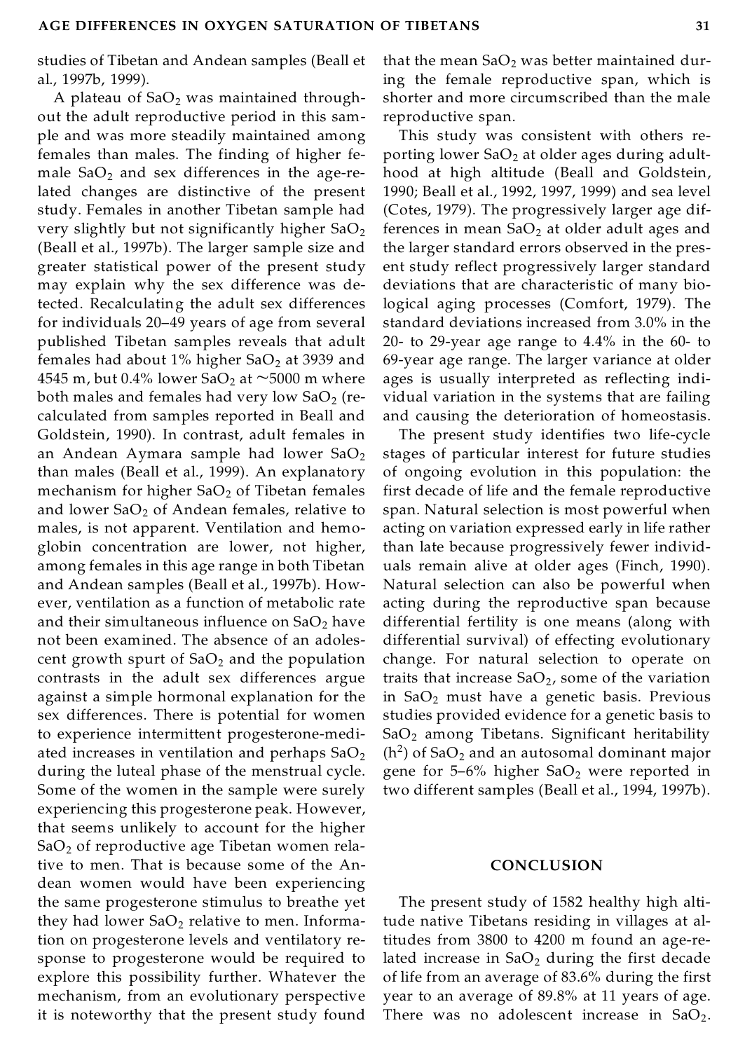studies of Tibetan and Andean samples (Beall et al., 1997b, 1999).

A plateau of $SaO_2$ was maintained throughout the adult reproductive period in this sample and was more steadily maintained among females than males. The finding of higher female $SaO_2$ and sex differences in the age-related changes are distinctive of the present study. Females in another Tibetan sample had very slightly but not significantly higher $SaO_2$ (Beall et al., 1997b). The larger sample size and greater statistical power of the present study may explain why the sex difference was detected. Recalculating the adult sex differences for individuals 20–49 years of age from several published Tibetan samples reveals that adult females had about 1% higher $SaO_2$ at 3939 and 4545 m, but 0.4% lower $SaO_2$ at ~5000 m where both males and females had very low $SaO_2$ (recalculated from samples reported in Beall and Goldstein, 1990). In contrast, adult females in an Andean Aymara sample had lower $SaO_2$ than males (Beall et al., 1999). An explanatory mechanism for higher $SaO_2$ of Tibetan females and lower $SaO_2$ of Andean females, relative to males, is not apparent. Ventilation and hemoglobin concentration are lower, not higher, among females in this age range in both Tibetan and Andean samples (Beall et al., 1997b). However, ventilation as a function of metabolic rate and their simultaneous influence on $SaO_2$ have not been examined. The absence of an adolescent growth spurt of $SaO_2$ and the population contrasts in the adult sex differences argue against a simple hormonal explanation for the sex differences. There is potential for women to experience intermittent progesterone-mediated increases in ventilation and perhaps $SaO_2$ during the luteal phase of the menstrual cycle. Some of the women in the sample were surely experiencing this progesterone peak. However, that seems unlikely to account for the higher $SaO_2$ of reproductive age Tibetan women relative to men. That is because some of the Andean women would have been experiencing the same progesterone stimulus to breathe yet they had lower $SaO_2$ relative to men. Information on progesterone levels and ventilatory response to progesterone would be required to explore this possibility further. Whatever the mechanism, from an evolutionary perspective it is noteworthy that the present study found that the mean $SaO_2$ was better maintained during the female reproductive span, which is shorter and more circumscribed than the male reproductive span.

This study was consistent with others reporting lower $SaO_2$ at older ages during adulthood at high altitude (Beall and Goldstein, 1990; Beall et al., 1992, 1997, 1999) and sea level (Cotes, 1979). The progressively larger age differences in mean $SaO_2$ at older adult ages and the larger standard errors observed in the present study reflect progressively larger standard deviations that are characteristic of many biological aging processes (Comfort, 1979). The standard deviations increased from 3.0% in the 20- to 29-year age range to 4.4% in the 60- to 69-year age range. The larger variance at older ages is usually interpreted as reflecting individual variation in the systems that are failing and causing the deterioration of homeostasis.

The present study identifies two life-cycle stages of particular interest for future studies of ongoing evolution in this population: the first decade of life and the female reproductive span. Natural selection is most powerful when acting on variation expressed early in life rather than late because progressively fewer individuals remain alive at older ages (Finch, 1990). Natural selection can also be powerful when acting during the reproductive span because differential fertility is one means (along with differential survival) of effecting evolutionary change. For natural selection to operate on traits that increase $SaO_2$, some of the variation in $SaO_2$ must have a genetic basis. Previous studies provided evidence for a genetic basis to $SaO_2$ among Tibetans. Significant heritability ($h^2$) of $SaO_2$ and an autosomal dominant major gene for 5–6% higher $SaO_2$ were reported in two different samples (Beall et al., 1994, 1997b).

## CONCLUSION

The present study of 1582 healthy high altitude native Tibetans residing in villages at altitudes from 3800 to 4200 m found an age-related increase in $SaO_2$ during the first decade of life from an average of 83.6% during the first year to an average of 89.8% at 11 years of age. There was no adolescent increase in $SaO_2$.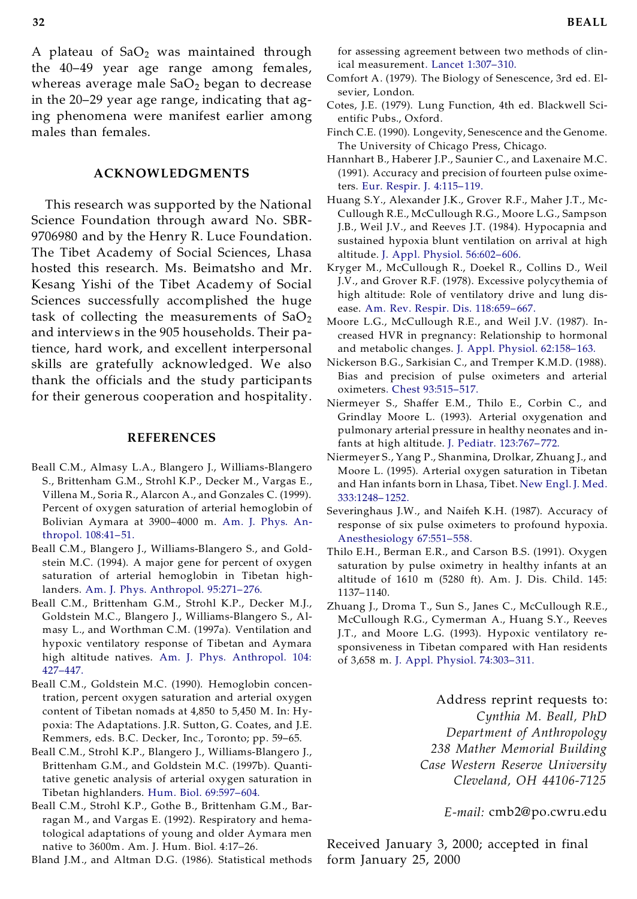A plateau of $SaO_2$ was maintained through the 40–49 year age range among females, whereas average male $SaO_2$ began to decrease in the 20–29 year age range, indicating that aging phenomena were manifest earlier among males than females.

## ACKNOWLEDGMENTS

This research was supported by the National Science Foundation through award No. SBR-9706980 and by the Henry R. Luce Foundation. The Tibet Academy of Social Sciences, Lhasa hosted this research. Ms. Beimatsho and Mr. Kesang Yishi of the Tibet Academy of Social Sciences successfully accomplished the huge task of collecting the measurements of $SaO_2$ and interviews in the 905 households. Their patience, hard work, and excellent interpersonal skills are gratefully acknowledged. We also thank the officials and the study participants for their generous cooperation and hospitality.

## REFERENCES

Beall C.M., Almasy L.A., Blangero J., Williams-Blangero S., Brittenham G.M., Strohl K.P., Decker M., Vargas E., Villena M., Soria R., Alarcon A., and Gonzales C. (1999). Percent of oxygen saturation of arterial hemoglobin of Bolivian Aymara at 3900–4000 m. Am. J. Phys. Anthropol. 108:41–51.

Beall C.M., Blangero J., Williams-Blangero S., and Goldstein M.C. (1994). A major gene for percent of oxygen saturation of arterial hemoglobin in Tibetan highlanders. Am. J. Phys. Anthropol. 95:271–276.

Beall C.M., Brittenham G.M., Strohl K.P., Decker M.J., Goldstein M.C., Blangero J., Williams-Blangero S., Almasy L., and Worthman C.M. (1997a). Ventilation and hypoxic ventilatory response of Tibetan and Aymara high altitude natives. Am. J. Phys. Anthropol. 104: 427–447.

Beall C.M., Goldstein M.C. (1990). Hemoglobin concentration, percent oxygen saturation and arterial oxygen content of Tibetan nomads at 4,850 to 5,450 M. In: Hypoxia: The Adaptations. J.R. Sutton, G. Coates, and J.E. Remmers, eds. B.C. Decker, Inc., Toronto; pp. 59–65.

Beall C.M., Strohl K.P., Blangero J., Williams-Blangero J., Brittenham G.M., and Goldstein M.C. (1997b). Quantitative genetic analysis of arterial oxygen saturation in Tibetan highlanders. Hum. Biol. 69:597–604.

Beall C.M., Strohl K.P., Gothe B., Brittenham G.M., Barragan M., and Vargas E. (1992). Respiratory and hematological adaptations of young and older Aymara men native to 3600m. Am. J. Hum. Biol. 4:17–26.

Bland J.M., and Altman D.G. (1986). Statistical methods for assessing agreement between two methods of clinical measurement. Lancet 1:307–310.

Comfort A. (1979). The Biology of Senescence, 3rd ed. Elsevier, London.

Cotes, J.E. (1979). Lung Function, 4th ed. Blackwell Scientific Pubs., Oxford.

Finch C.E. (1990). Longevity, Senescence and the Genome. The University of Chicago Press, Chicago.

Hannhart B., Haberer J.P., Saunier C., and Laxenaire M.C. (1991). Accuracy and precision of fourteen pulse oximeters. Eur. Respir. J. 4:115–119.

Huang S.Y., Alexander J.K., Grover R.F., Maher J.T., McCullough R.E., McCullough R.G., Moore L.G., Sampson J.B., Weil J.V., and Reeves J.T. (1984). Hypocapnia and sustained hypoxia blunt ventilation on arrival at high altitude. J. Appl. Physiol. 56:602–606.

Kryger M., McCullough R., Doekel R., Collins D., Weil J.V., and Grover R.F. (1978). Excessive polycythemia of high altitude: Role of ventilatory drive and lung disease. Am. Rev. Respir. Dis. 118:659–667.

Moore L.G., McCullough R.E., and Weil J.V. (1987). Increased HVR in pregnancy: Relationship to hormonal and metabolic changes. J. Appl. Physiol. 62:158–163.

Nickerson B.G., Sarkisian C., and Tremper K.M.D. (1988). Bias and precision of pulse oximeters and arterial oximeters. Chest 93:515–517.

Niermeyer S., Shaffer E.M., Thilo E., Corbin C., and Grindlay Moore L. (1993). Arterial oxygenation and pulmonary arterial pressure in healthy neonates and infants at high altitude. J. Pediatr. 123:767–772.

Niermeyer S., Yang P., Shanmina, Drolkar, Zhuang J., and Moore L. (1995). Arterial oxygen saturation in Tibetan and Han infants born in Lhasa, Tibet. New Engl. J. Med. 333:1248–1252.

Severinghaus J.W., and Naifeh K.H. (1987). Accuracy of response of six pulse oximeters to profound hypoxia. Anesthesiology 67:551–558.

Thilo E.H., Berman E.R., and Carson B.S. (1991). Oxygen saturation by pulse oximetry in healthy infants at an altitude of 1610 m (5280 ft). Am. J. Dis. Child. 145: 1137–1140.

Zhuang J., Droma T., Sun S., Janes C., McCullough R.E., McCullough R.G., Cymerman A., Huang S.Y., Reeves J.T., and Moore L.G. (1993). Hypoxic ventilatory responsiveness in Tibetan compared with Han residents of 3,658 m. J. Appl. Physiol. 74:303–311.

Address reprint requests to:
*Cynthia M. Beall, PhD*
*Department of Anthropology*
*238 Mather Memorial Building*
*Case Western Reserve University*
*Cleveland, OH 44106-7125*

*E-mail:* cmb2@po.cwru.edu

Received January 3, 2000; accepted in final form January 25, 2000